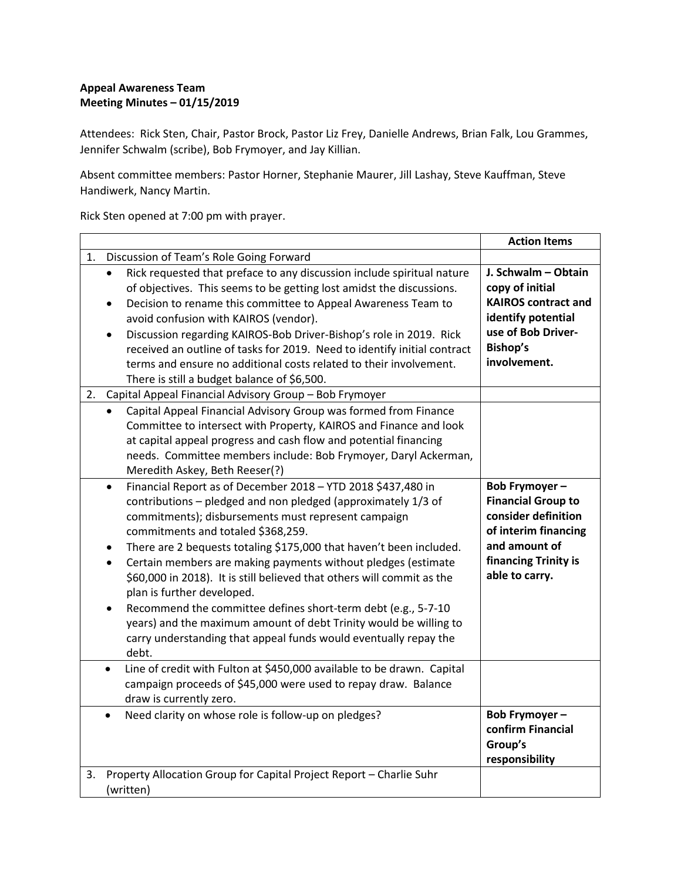**Appeal Awareness Team**
**Meeting Minutes – 01/15/2019**

Attendees: Rick Sten, Chair, Pastor Brock, Pastor Liz Frey, Danielle Andrews, Brian Falk, Lou Grammes, Jennifer Schwalm (scribe), Bob Frymoyer, and Jay Killian.

Absent committee members: Pastor Horner, Stephanie Maurer, Jill Lashay, Steve Kauffman, Steve Handiwerk, Nancy Martin.

Rick Sten opened at 7:00 pm with prayer.

| | **Action Items** |
|---|---|
| 1. Discussion of Team's Role Going Forward | |
| • Rick requested that preface to any discussion include spiritual nature of objectives. This seems to be getting lost amidst the discussions.<br>• Decision to rename this committee to Appeal Awareness Team to avoid confusion with KAIROS (vendor).<br>• Discussion regarding KAIROS-Bob Driver-Bishop's role in 2019. Rick received an outline of tasks for 2019. Need to identify initial contract terms and ensure no additional costs related to their involvement. There is still a budget balance of $6,500. | **J. Schwalm – Obtain copy of initial KAIROS contract and identify potential use of Bob Driver-Bishop's involvement.** |
| 2. Capital Appeal Financial Advisory Group – Bob Frymoyer | |
| • Capital Appeal Financial Advisory Group was formed from Finance Committee to intersect with Property, KAIROS and Finance and look at capital appeal progress and cash flow and potential financing needs. Committee members include: Bob Frymoyer, Daryl Ackerman, Meredith Askey, Beth Reeser(?) | |
| • Financial Report as of December 2018 – YTD 2018 $437,480 in contributions – pledged and non pledged (approximately 1/3 of commitments); disbursements must represent campaign commitments and totaled $368,259.<br>• There are 2 bequests totaling $175,000 that haven't been included.<br>• Certain members are making payments without pledges (estimate $60,000 in 2018). It is still believed that others will commit as the plan is further developed.<br>• Recommend the committee defines short-term debt (e.g., 5-7-10 years) and the maximum amount of debt Trinity would be willing to carry understanding that appeal funds would eventually repay the debt. | **Bob Frymoyer – Financial Group to consider definition of interim financing and amount of financing Trinity is able to carry.** |
| • Line of credit with Fulton at $450,000 available to be drawn. Capital campaign proceeds of $45,000 were used to repay draw. Balance draw is currently zero. | |
| • Need clarity on whose role is follow-up on pledges? | **Bob Frymoyer – confirm Financial Group's responsibility** |
| 3. Property Allocation Group for Capital Project Report – Charlie Suhr (written) | |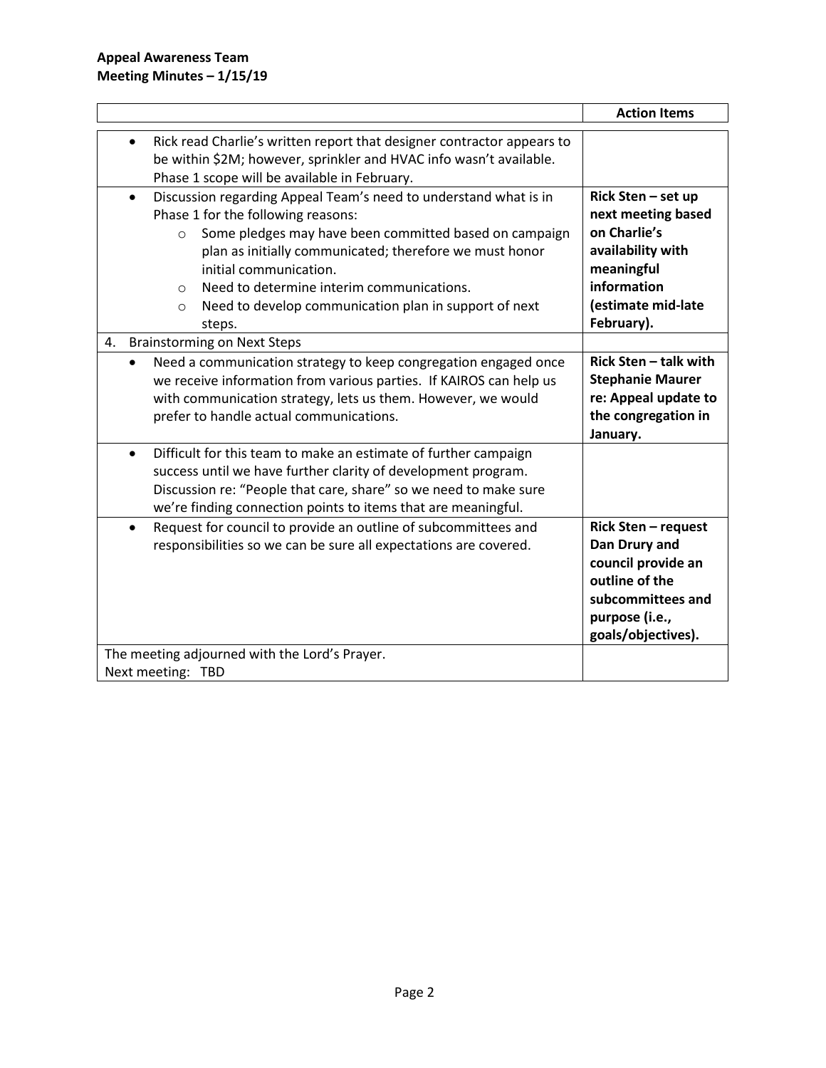**Appeal Awareness Team**
**Meeting Minutes – 1/15/19**

| | **Action Items** |
|---|---|
| • Rick read Charlie's written report that designer contractor appears to be within $2M; however, sprinkler and HVAC info wasn't available. Phase 1 scope will be available in February. | |
| • Discussion regarding Appeal Team's need to understand what is in Phase 1 for the following reasons:<br>  ○ Some pledges may have been committed based on campaign plan as initially communicated; therefore we must honor initial communication.<br>  ○ Need to determine interim communications.<br>  ○ Need to develop communication plan in support of next steps. | **Rick Sten – set up next meeting based on Charlie's availability with meaningful information (estimate mid-late February).** |
| 4. Brainstorming on Next Steps | |
| • Need a communication strategy to keep congregation engaged once we receive information from various parties. If KAIROS can help us with communication strategy, lets us them. However, we would prefer to handle actual communications. | **Rick Sten – talk with Stephanie Maurer re: Appeal update to the congregation in January.** |
| • Difficult for this team to make an estimate of further campaign success until we have further clarity of development program. Discussion re: "People that care, share" so we need to make sure we're finding connection points to items that are meaningful. | |
| • Request for council to provide an outline of subcommittees and responsibilities so we can be sure all expectations are covered. | **Rick Sten – request Dan Drury and council provide an outline of the subcommittees and purpose (i.e., goals/objectives).** |
| The meeting adjourned with the Lord's Prayer.<br>Next meeting: TBD | |